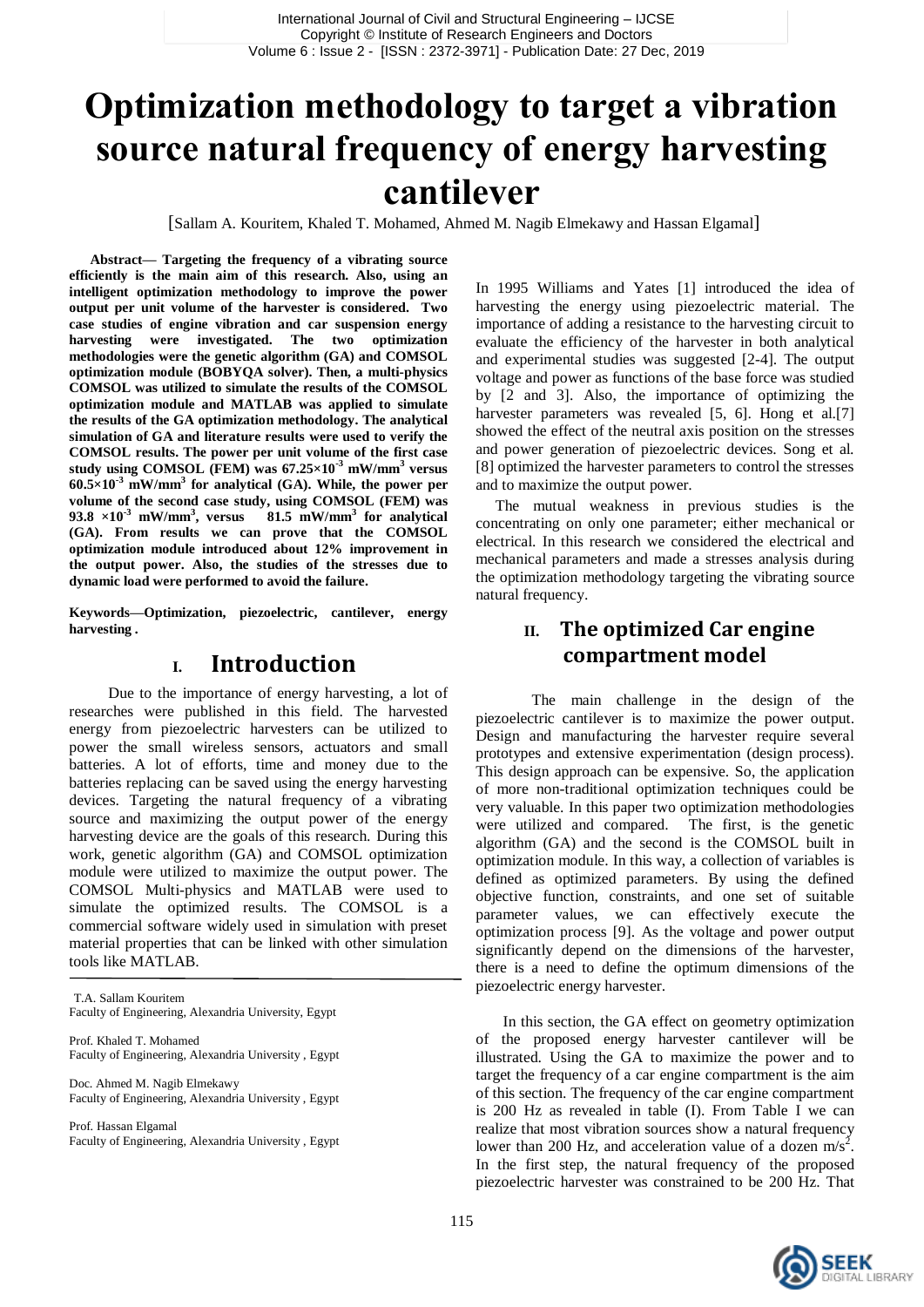# Optimization methodology to target a vibration source natural frequency of energy harvesting cantilever

[Sallam A. Kouritem, Khaled T. Mohamed, Ahmed M. Nagib Elmekawy and Hassan Elgamal]

**Abstract— Targeting the frequency of a vibrating source efficiently is the main aim of this research. Also, using an intelligent optimization methodology to improve the power output per unit volume of the harvester is considered. Two case studies of engine vibration and car suspension energy harvesting were investigated. The two optimization methodologies were the genetic algorithm (GA) and COMSOL optimization module (BOBYQA solver). Then, a multi-physics COMSOL was utilized to simulate the results of the COMSOL optimization module and MATLAB was applied to simulate the results of the GA optimization methodology. The analytical simulation of GA and literature results were used to verify the COMSOL results. The power per unit volume of the first case study using COMSOL (FEM) was $67.25\times10^{-3}$ mW/mm$^3$ versus $60.5\times10^{-3}$ mW/mm$^3$ for analytical (GA). While, the power per volume of the second case study, using COMSOL (FEM) was $93.8\times10^{-3}$ mW/mm$^3$, versus 81.5 mW/mm$^3$ for analytical (GA). From results we can prove that the COMSOL optimization module introduced about 12% improvement in the output power. Also, the studies of the stresses due to dynamic load were performed to avoid the failure.**

**Keywords—Optimization, piezoelectric, cantilever, energy harvesting .**

## I. Introduction

Due to the importance of energy harvesting, a lot of researches were published in this field. The harvested energy from piezoelectric harvesters can be utilized to power the small wireless sensors, actuators and small batteries. A lot of efforts, time and money due to the batteries replacing can be saved using the energy harvesting devices. Targeting the natural frequency of a vibrating source and maximizing the output power of the energy harvesting device are the goals of this research. During this work, genetic algorithm (GA) and COMSOL optimization module were utilized to maximize the output power. The COMSOL Multi-physics and MATLAB were used to simulate the optimized results. The COMSOL is a commercial software widely used in simulation with preset material properties that can be linked with other simulation tools like MATLAB.

T.A. Sallam Kouritem
Faculty of Engineering, Alexandria University, Egypt

Prof. Khaled T. Mohamed
Faculty of Engineering, Alexandria University , Egypt

Doc. Ahmed M. Nagib Elmekawy
Faculty of Engineering, Alexandria University , Egypt

Prof. Hassan Elgamal
Faculty of Engineering, Alexandria University , Egypt

In 1995 Williams and Yates [1] introduced the idea of harvesting the energy using piezoelectric material. The importance of adding a resistance to the harvesting circuit to evaluate the efficiency of the harvester in both analytical and experimental studies was suggested [2-4]. The output voltage and power as functions of the base force was studied by [2 and 3]. Also, the importance of optimizing the harvester parameters was revealed [5, 6]. Hong et al.[7] showed the effect of the neutral axis position on the stresses and power generation of piezoelectric devices. Song et al. [8] optimized the harvester parameters to control the stresses and to maximize the output power.

The mutual weakness in previous studies is the concentrating on only one parameter; either mechanical or electrical. In this research we considered the electrical and mechanical parameters and made a stresses analysis during the optimization methodology targeting the vibrating source natural frequency.

## II. The optimized Car engine compartment model

The main challenge in the design of the piezoelectric cantilever is to maximize the power output. Design and manufacturing the harvester require several prototypes and extensive experimentation (design process). This design approach can be expensive. So, the application of more non-traditional optimization techniques could be very valuable. In this paper two optimization methodologies were utilized and compared. The first, is the genetic algorithm (GA) and the second is the COMSOL built in optimization module. In this way, a collection of variables is defined as optimized parameters. By using the defined objective function, constraints, and one set of suitable parameter values, we can effectively execute the optimization process [9]. As the voltage and power output significantly depend on the dimensions of the harvester, there is a need to define the optimum dimensions of the piezoelectric energy harvester.

In this section, the GA effect on geometry optimization of the proposed energy harvester cantilever will be illustrated. Using the GA to maximize the power and to target the frequency of a car engine compartment is the aim of this section. The frequency of the car engine compartment is 200 Hz as revealed in table (I). From Table I we can realize that most vibration sources show a natural frequency lower than 200 Hz, and acceleration value of a dozen m/s$^2$. In the first step, the natural frequency of the proposed piezoelectric harvester was constrained to be 200 Hz. That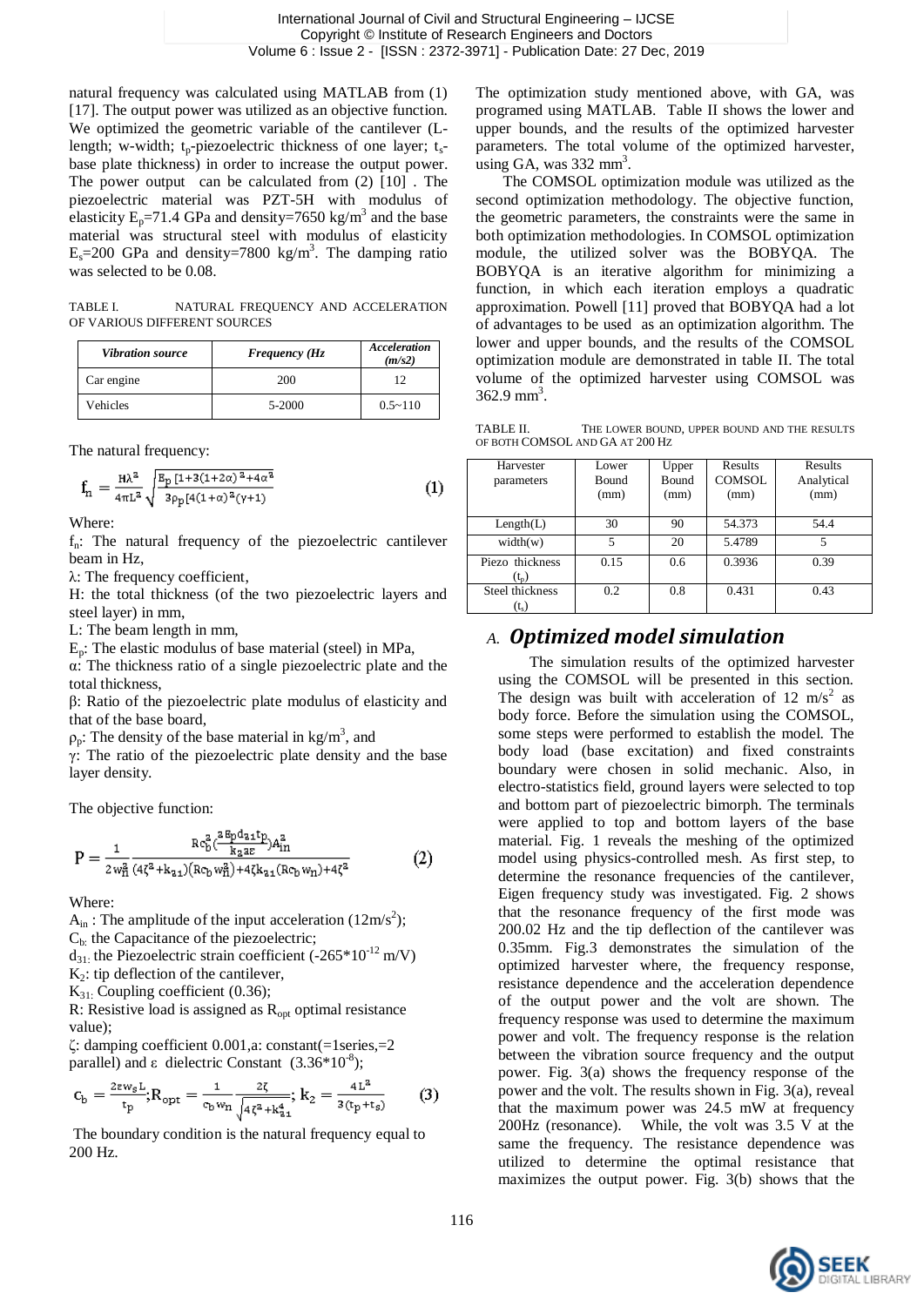natural frequency was calculated using MATLAB from (1) [17]. The output power was utilized as an objective function. We optimized the geometric variable of the cantilever (L-length; w-width; $t_p$-piezoelectric thickness of one layer; $t_s$-base plate thickness) in order to increase the output power. The power output can be calculated from (2) [10] . The piezoelectric material was PZT-5H with modulus of elasticity $E_p$=71.4 GPa and density=7650 kg/m$^3$ and the base material was structural steel with modulus of elasticity $E_s$=200 GPa and density=7800 kg/m$^3$. The damping ratio was selected to be 0.08.

TABLE I. NATURAL FREQUENCY AND ACCELERATION OF VARIOUS DIFFERENT SOURCES

| *Vibration source* | *Frequency (Hz* | *Acceleration (m/s2)* |
|---|---|---|
| Car engine | 200 | 12 |
| Vehicles | 5-2000 | 0.5~110 |

The natural frequency:

$$f_n = \frac{H\lambda^2}{4\pi L^2}\sqrt{\frac{E_p\,[1+3(1+2\alpha)^2+4\alpha^3}{3\rho_p[4(1+\alpha)^2(\gamma+1)}} \tag{1}$$

Where:

$f_n$: The natural frequency of the piezoelectric cantilever beam in Hz,

λ: The frequency coefficient,

H: the total thickness (of the two piezoelectric layers and steel layer) in mm,

L: The beam length in mm,

$E_p$: The elastic modulus of base material (steel) in MPa,

α: The thickness ratio of a single piezoelectric plate and the total thickness,

β: Ratio of the piezoelectric plate modulus of elasticity and that of the base board,

$\rho_p$: The density of the base material in kg/m$^3$, and

γ: The ratio of the piezoelectric plate density and the base layer density.

The objective function:

$$P = \frac{1}{2w_n^2}\frac{Rc_b^2\left(\frac{2E_p d_{31} t_p}{k_2 \varepsilon}\right)A_{in}^2}{(4\zeta^2+k_{31})(Rc_b w_n^2)+4\zeta k_{31}(Rc_b w_n)+4\zeta^2} \tag{2}$$

Where:

$A_{in}$ : The amplitude of the input acceleration (12m/s$^2$);

$C_b$: the Capacitance of the piezoelectric;

$d_{31}$: the Piezoelectric strain coefficient (-265*10$^{-12}$ m/V)

$K_2$: tip deflection of the cantilever,

$K_{31}$: Coupling coefficient (0.36);

R: Resistive load is assigned as $R_{opt}$ optimal resistance value);

ζ: damping coefficient 0.001,a: constant(=1series,=2 parallel) and ε dielectric Constant (3.36*10$^{-8}$);

$$c_b = \frac{2\varepsilon w_s L}{t_p};\; R_{opt} = \frac{1}{c_b w_n}\frac{2\zeta}{\sqrt{4\zeta^2+k_{31}^4}};\; k_2 = \frac{4L^2}{3(t_p+t_s)} \tag{3}$$

The boundary condition is the natural frequency equal to 200 Hz.

The optimization study mentioned above, with GA, was programed using MATLAB. Table II shows the lower and upper bounds, and the results of the optimized harvester parameters. The total volume of the optimized harvester, using GA, was 332 mm$^3$.

The COMSOL optimization module was utilized as the second optimization methodology. The objective function, the geometric parameters, the constraints were the same in both optimization methodologies. In COMSOL optimization module, the utilized solver was the BOBYQA. The BOBYQA is an iterative algorithm for minimizing a function, in which each iteration employs a quadratic approximation. Powell [11] proved that BOBYQA had a lot of advantages to be used as an optimization algorithm. The lower and upper bounds, and the results of the COMSOL optimization module are demonstrated in table II. The total volume of the optimized harvester using COMSOL was 362.9 mm$^3$.

TABLE II. THE LOWER BOUND, UPPER BOUND AND THE RESULTS OF BOTH COMSOL AND GA AT 200 HZ

| Harvester parameters | Lower Bound (mm) | Upper Bound (mm) | Results COMSOL (mm) | Results Analytical (mm) |
|---|---|---|---|---|
| Length(L) | 30 | 90 | 54.373 | 54.4 |
| width(w) | 5 | 20 | 5.4789 | 5 |
| Piezo thickness ($t_p$) | 0.15 | 0.6 | 0.3936 | 0.39 |
| Steel thickness ($t_s$) | 0.2 | 0.8 | 0.431 | 0.43 |

## A. *Optimized model simulation*

The simulation results of the optimized harvester using the COMSOL will be presented in this section. The design was built with acceleration of 12 m/s$^2$ as body force. Before the simulation using the COMSOL, some steps were performed to establish the model. The body load (base excitation) and fixed constraints boundary were chosen in solid mechanic. Also, in electro-statistics field, ground layers were selected to top and bottom part of piezoelectric bimorph. The terminals were applied to top and bottom layers of the base material. Fig. 1 reveals the meshing of the optimized model using physics-controlled mesh. As first step, to determine the resonance frequencies of the cantilever, Eigen frequency study was investigated. Fig. 2 shows that the resonance frequency of the first mode was 200.02 Hz and the tip deflection of the cantilever was 0.35mm. Fig.3 demonstrates the simulation of the optimized harvester where, the frequency response, resistance dependence and the acceleration dependence of the output power and the volt are shown. The frequency response was used to determine the maximum power and volt. The frequency response is the relation between the vibration source frequency and the output power. Fig. 3(a) shows the frequency response of the power and the volt. The results shown in Fig. 3(a), reveal that the maximum power was 24.5 mW at frequency 200Hz (resonance). While, the volt was 3.5 V at the same the frequency. The resistance dependence was utilized to determine the optimal resistance that maximizes the output power. Fig. 3(b) shows that the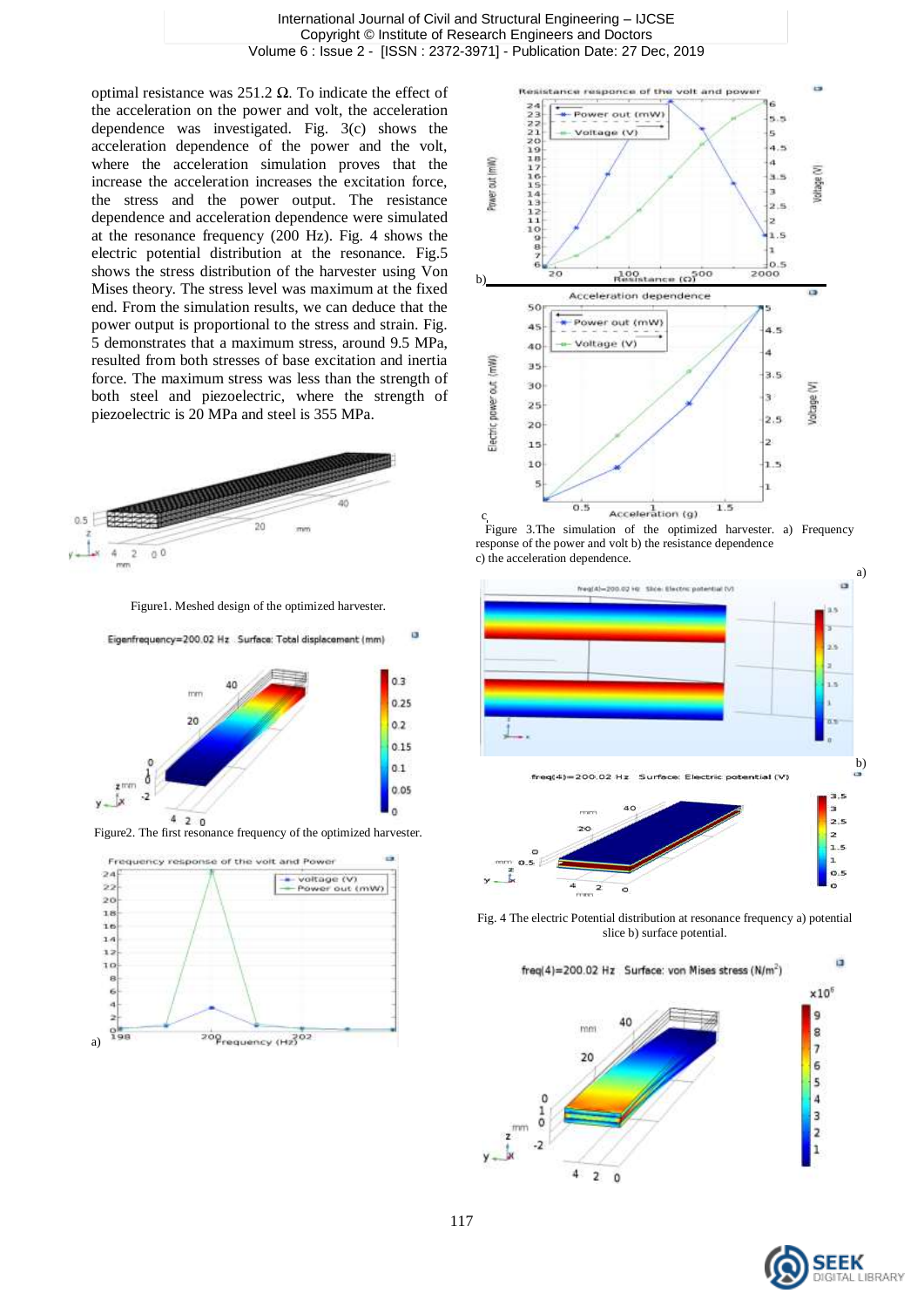optimal resistance was 251.2 Ω. To indicate the effect of the acceleration on the power and volt, the acceleration dependence was investigated. Fig. 3(c) shows the acceleration dependence of the power and the volt, where the acceleration simulation proves that the increase the acceleration increases the excitation force, the stress and the power output. The resistance dependence and acceleration dependence were simulated at the resonance frequency (200 Hz). Fig. 4 shows the electric potential distribution at the resonance. Fig.5 shows the stress distribution of the harvester using Von Mises theory. The stress level was maximum at the fixed end. From the simulation results, we can deduce that the power output is proportional to the stress and strain. Fig. 5 demonstrates that a maximum stress, around 9.5 MPa, resulted from both stresses of base excitation and inertia force. The maximum stress was less than the strength of both steel and piezoelectric, where the strength of piezoelectric is 20 MPa and steel is 355 MPa.

Figure1. Meshed design of the optimized harvester.

Figure2. The first resonance frequency of the optimized harvester.

Figure 3.The simulation of the optimized harvester. a) Frequency response of the power and volt b) the resistance dependence c) the acceleration dependence.

Fig. 4 The electric Potential distribution at resonance frequency a) potential slice b) surface potential.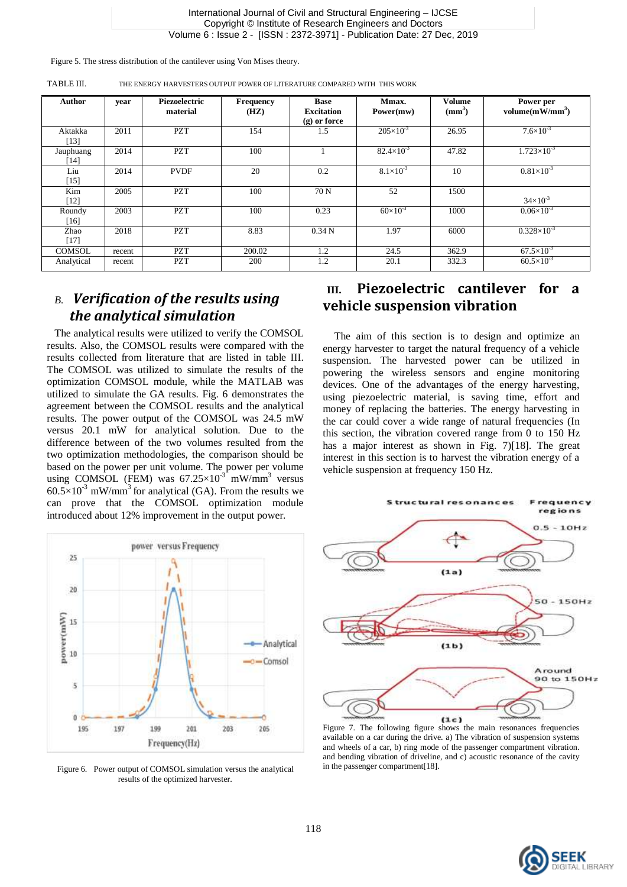Figure 5. The stress distribution of the cantilever using Von Mises theory.

TABLE III. THE ENERGY HARVESTERS OUTPUT POWER OF LITERATURE COMPARED WITH THIS WORK

| Author | year | Piezoelectric material | Frequency (HZ) | Base Excitation (g) or force | Mmax. Power(mw) | Volume ($mm^3$) | Power per volume($mW/mm^3$) |
|---|---|---|---|---|---|---|---|
| Aktakka [13] | 2011 | PZT | 154 | 1.5 | $205\times10^{-3}$ | 26.95 | $7.6\times10^{-3}$ |
| Jauphuang [14] | 2014 | PZT | 100 | 1 | $82.4\times10^{-3}$ | 47.82 | $1.723\times10^{-3}$ |
| Liu [15] | 2014 | PVDF | 20 | 0.2 | $8.1\times10^{-3}$ | 10 | $0.81\times10^{-3}$ |
| Kim [12] | 2005 | PZT | 100 | 70 N | 52 | 1500 | $34\times10^{-3}$ |
| Roundy [16] | 2003 | PZT | 100 | 0.23 | $60\times10^{-3}$ | 1000 | $0.06\times10^{-3}$ |
| Zhao [17] | 2018 | PZT | 8.83 | 0.34 N | 1.97 | 6000 | $0.328\times10^{-3}$ |
| COMSOL | recent | PZT | 200.02 | 1.2 | 24.5 | 362.9 | $67.5\times10^{-3}$ |
| Analytical | recent | PZT | 200 | 1.2 | 20.1 | 332.3 | $60.5\times10^{-3}$ |

### *B. Verification of the results using the analytical simulation*

The analytical results were utilized to verify the COMSOL results. Also, the COMSOL results were compared with the results collected from literature that are listed in table III. The COMSOL was utilized to simulate the results of the optimization COMSOL module, while the MATLAB was utilized to simulate the GA results. Fig. 6 demonstrates the agreement between the COMSOL results and the analytical results. The power output of the COMSOL was 24.5 mW versus 20.1 mW for analytical solution. Due to the difference between the two volumes resulted from the two optimization methodologies, the comparison should be based on the power per unit volume. The power per volume using COMSOL (FEM) was $67.25\times10^{-3}$ $mW/mm^3$ versus $60.5\times10^{-3}$ $mW/mm^3$ for analytical (GA). From the results we can prove that the COMSOL optimization module introduced about 12% improvement in the output power.

Figure 6. Power output of COMSOL simulation versus the analytical results of the optimized harvester.

## III. Piezoelectric cantilever for a vehicle suspension vibration

The aim of this section is to design and optimize an energy harvester to target the natural frequency of a vehicle suspension. The harvested power can be utilized in powering the wireless sensors and engine monitoring devices. One of the advantages of the energy harvesting, using piezoelectric material, is saving time, effort and money of replacing the batteries. The energy harvesting in the car could cover a wide range of natural frequencies (In this section, the vibration covered range from 0 to 150 Hz has a major interest as shown in Fig. 7)[18]. The great interest in this section is to harvest the vibration energy of a vehicle suspension at frequency 150 Hz.

Figure 7. The following figure shows the main resonances frequencies available on a car during the drive. a) The vibration of suspension systems and wheels of a car, b) ring mode of the passenger compartment vibration. and bending vibration of driveline, and c) acoustic resonance of the cavity in the passenger compartment[18].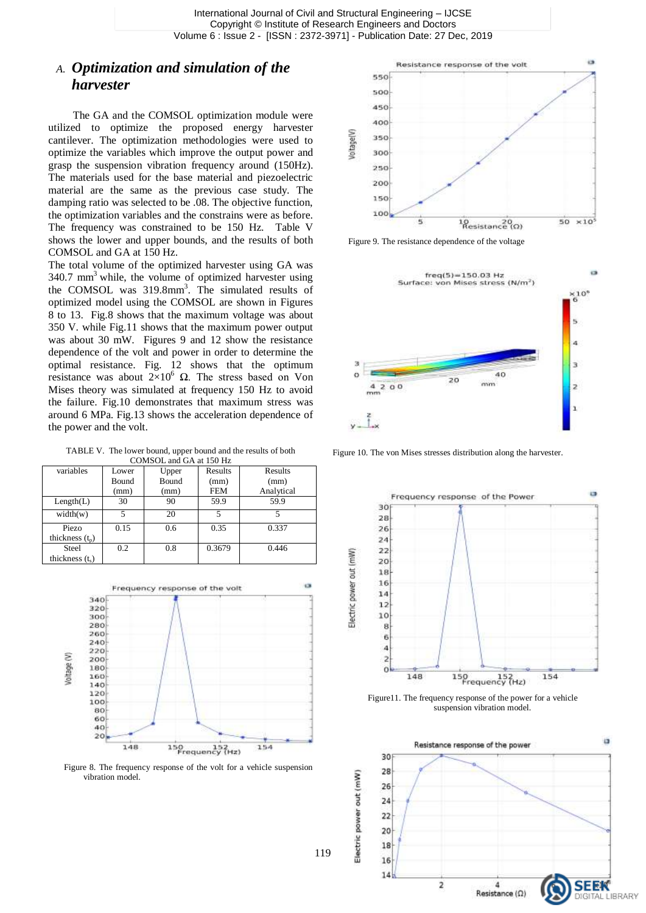### A. *Optimization and simulation of the harvester*

The GA and the COMSOL optimization module were utilized to optimize the proposed energy harvester cantilever. The optimization methodologies were used to optimize the variables which improve the output power and grasp the suspension vibration frequency around (150Hz). The materials used for the base material and piezoelectric material are the same as the previous case study. The damping ratio was selected to be .08. The objective function, the optimization variables and the constrains were as before. The frequency was constrained to be 150 Hz. Table V shows the lower and upper bounds, and the results of both COMSOL and GA at 150 Hz.

The total volume of the optimized harvester using GA was 340.7 $mm^3$ while, the volume of optimized harvester using the COMSOL was 319.8$mm^3$. The simulated results of optimized model using the COMSOL are shown in Figures 8 to 13. Fig.8 shows that the maximum voltage was about 350 V. while Fig.11 shows that the maximum power output was about 30 mW. Figures 9 and 12 show the resistance dependence of the volt and power in order to determine the optimal resistance. Fig. 12 shows that the optimum resistance was about $2{\times}10^6$ Ω. The stress based on Von Mises theory was simulated at frequency 150 Hz to avoid the failure. Fig.10 demonstrates that maximum stress was around 6 MPa. Fig.13 shows the acceleration dependence of the power and the volt.

TABLE V. The lower bound, upper bound and the results of both COMSOL and GA at 150 Hz

| variables | Lower Bound (mm) | Upper Bound (mm) | Results (mm) FEM | Results (mm) Analytical |
|---|---|---|---|---|
| Length(L) | 30 | 90 | 59.9 | 59.9 |
| width(w) | 5 | 20 | 5 | 5 |
| Piezo thickness ($t_p$) | 0.15 | 0.6 | 0.35 | 0.337 |
| Steel thickness ($t_s$) | 0.2 | 0.8 | 0.3679 | 0.446 |

Figure 8. The frequency response of the volt for a vehicle suspension vibration model.

Figure 9. The resistance dependence of the voltage

Figure 10. The von Mises stresses distribution along the harvester.

Figure11. The frequency response of the power for a vehicle suspension vibration model.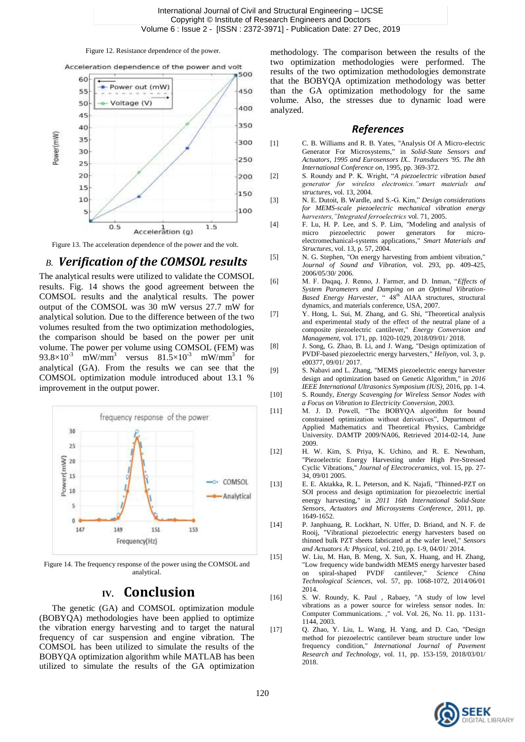Figure 12. Resistance dependence of the power.

Figure 13. The acceleration dependence of the power and the volt.

### *B. Verification of the COMSOL results*

The analytical results were utilized to validate the COMSOL results. Fig. 14 shows the good agreement between the COMSOL results and the analytical results. The power output of the COMSOL was 30 mW versus 27.7 mW for analytical solution. Due to the difference between of the two volumes resulted from the two optimization methodologies, the comparison should be based on the power per unit volume. The power per volume using COMSOL (FEM) was $93.8\times10^{-3}$ mW/mm$^3$ versus $81.5\times10^{-3}$ mW/mm$^3$ for analytical (GA). From the results we can see that the COMSOL optimization module introduced about 13.1 % improvement in the output power.

Figure 14. The frequency response of the power using the COMSOL and analytical.

## IV. Conclusion

The genetic (GA) and COMSOL optimization module (BOBYQA) methodologies have been applied to optimize the vibration energy harvesting and to target the natural frequency of car suspension and engine vibration. The COMSOL has been utilized to simulate the results of the BOBYQA optimization algorithm while MATLAB has been utilized to simulate the results of the GA optimization methodology. The comparison between the results of the two optimization methodologies were performed. The results of the two optimization methodologies demonstrate that the BOBYQA optimization methodology was better than the GA optimization methodology for the same volume. Also, the stresses due to dynamic load were analyzed.

## References

[1] C. B. Williams and R. B. Yates, "Analysis Of A Micro-electric Generator For Microsystems," in *Solid-State Sensors and Actuators, 1995 and Eurosensors IX.. Transducers '95. The 8th International Conference on*, 1995, pp. 369-372.

[2] S. Roundy and P. K. Wright, "*A piezoelectric vibration based generator for wireless electronics."smart materials and structures*, vol. 13, 2004.

[3] N. E. Dutoit, B. Wardle, and S.-G. Kim," *Design considerations for MEMS-scale piezoelectric mechanical vibration energy harvesters,"Integrated ferroelectrics* vol. 71, 2005.

[4] F. Lu, H. P. Lee, and S. P. Lim, "Modeling and analysis of micro piezoelectric power generators for micro-electromechanical-systems applications," *Smart Materials and Structures*, vol. 13, p. 57, 2004.

[5] N. G. Stephen, "On energy harvesting from ambient vibration," *Journal of Sound and Vibration*, vol. 293, pp. 409-425, 2006/05/30/ 2006.

[6] M. F. Daqaq, J. Renno, J. Farmer, and D. Inman, "*Effects of System Parameters and Damping on an Optimal Vibration-Based Energy Harvester*, " 48th AIAA structures, structural dynamics, and materials conference, USA, 2007.

[7] Y. Hong, L. Sui, M. Zhang, and G. Shi, "Theoretical analysis and experimental study of the effect of the neutral plane of a composite piezoelectric cantilever," *Energy Conversion and Management*, vol. 171, pp. 1020-1029, 2018/09/01/ 2018.

[8] J. Song, G. Zhao, B. Li, and J. Wang, "Design optimization of PVDF-based piezoelectric energy harvesters," *Heliyon*, vol. 3, p. e00377, 09/01/ 2017.

[9] S. Nabavi and L. Zhang, "MEMS piezoelectric energy harvester design and optimization based on Genetic Algorithm," in *2016 IEEE International Ultrasonics Symposium (IUS)*, 2016, pp. 1-4.

[10] S. Roundy, *Energy Scavenging for Wireless Sensor Nodes with a Focus on Vibration to Electricity Conversion*, 2003.

[11] M. J. D. Powell, "The BOBYQA algorithm for bound constrained optimization without derivatives", Department of Applied Mathematics and Theoretical Physics, Cambridge University. DAMTP 2009/NA06, Retrieved 2014-02-14, June 2009.

[12] H. W. Kim, S. Priya, K. Uchino, and R. E. Newnham, "Piezoelectric Energy Harvesting under High Pre-Stressed Cyclic Vibrations," *Journal of Electroceramics*, vol. 15, pp. 27-34, 09/01 2005.

[13] E. E. Aktakka, R. L. Peterson, and K. Najafi, "Thinned-PZT on SOI process and design optimization for piezoelectric inertial energy harvesting," in *2011 16th International Solid-State Sensors, Actuators and Microsystems Conference*, 2011, pp. 1649-1652.

[14] P. Janphuang, R. Lockhart, N. Uffer, D. Briand, and N. F. de Rooij, "Vibrational piezoelectric energy harvesters based on thinned bulk PZT sheets fabricated at the wafer level," *Sensors and Actuators A: Physical*, vol. 210, pp. 1-9, 04/01/ 2014.

[15] W. Liu, M. Han, B. Meng, X. Sun, X. Huang, and H. Zhang, "Low frequency wide bandwidth MEMS energy harvester based on spiral-shaped PVDF cantilever," *Science China Technological Sciences*, vol. 57, pp. 1068-1072, 2014/06/01 2014.

[16] S. W. Roundy, K. Paul , Rabaey, "A study of low level vibrations as a power source for wireless sensor nodes. In: Computer Communications. ," vol. Vol. 26, No. 11. pp. 1131-1144, 2003.

[17] Q. Zhao, Y. Liu, L. Wang, H. Yang, and D. Cao, "Design method for piezoelectric cantilever beam structure under low frequency condition," *International Journal of Pavement Research and Technology*, vol. 11, pp. 153-159, 2018/03/01/ 2018.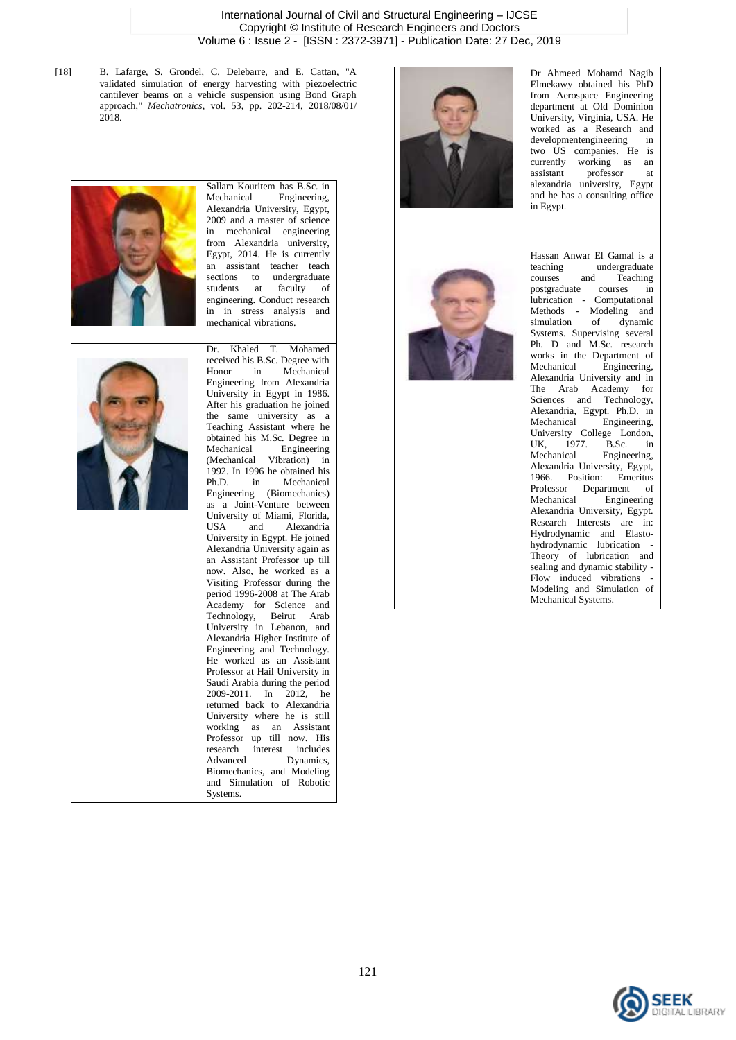[18] B. Lafarge, S. Grondel, C. Delebarre, and E. Cattan, "A validated simulation of energy harvesting with piezoelectric cantilever beams on a vehicle suspension using Bond Graph approach," *Mechatronics*, vol. 53, pp. 202-214, 2018/08/01/ 2018.

Sallam Kouritem has B.Sc. in Mechanical Engineering, Alexandria University, Egypt, 2009 and a master of science in mechanical engineering from Alexandria university, Egypt, 2014. He is currently an assistant teacher teach sections to undergraduate students at faculty of engineering. Conduct research in in stress analysis and mechanical vibrations.

Dr. Khaled T. Mohamed received his B.Sc. Degree with Honor in Mechanical Engineering from Alexandria University in Egypt in 1986. After his graduation he joined the same university as a Teaching Assistant where he obtained his M.Sc. Degree in Mechanical Engineering (Mechanical Vibration) in 1992. In 1996 he obtained his Ph.D. in Mechanical Engineering (Biomechanics) as a Joint-Venture between University of Miami, Florida, USA and Alexandria University in Egypt. He joined Alexandria University again as an Assistant Professor up till now. Also, he worked as a Visiting Professor during the period 1996-2008 at The Arab Academy for Science and Technology, Beirut Arab University in Lebanon, and Alexandria Higher Institute of Engineering and Technology. He worked as an Assistant Professor at Hail University in Saudi Arabia during the period 2009-2011. In 2012, he returned back to Alexandria University where he is still working as an Assistant Professor up till now. His research interest includes Advanced Dynamics, Biomechanics, and Modeling and Simulation of Robotic Systems.

Dr Ahmeed Mohamd Nagib Elmekawy obtained his PhD from Aerospace Engineering department at Old Dominion University, Virginia, USA. He worked as a Research and developmentengineering in two US companies. He is currently working as an assistant professor at alexandria university, Egypt and he has a consulting office in Egypt.

Hassan Anwar El Gamal is a teaching undergraduate courses and Teaching postgraduate courses in lubrication - Computational Methods - Modeling and simulation of dynamic Systems. Supervising several Ph. D and M.Sc. research works in the Department of Mechanical Engineering, Alexandria University and in The Arab Academy for Sciences and Technology, Alexandria, Egypt. Ph.D. in Mechanical Engineering, University College London, UK, 1977. B.Sc. in Mechanical Engineering, Alexandria University, Egypt, 1966. Position: Emeritus Professor Department of Mechanical Engineering Alexandria University, Egypt. Research Interests are in: Hydrodynamic and Elasto-hydrodynamic lubrication - Theory of lubrication and sealing and dynamic stability - Flow induced vibrations - Modeling and Simulation of Mechanical Systems.